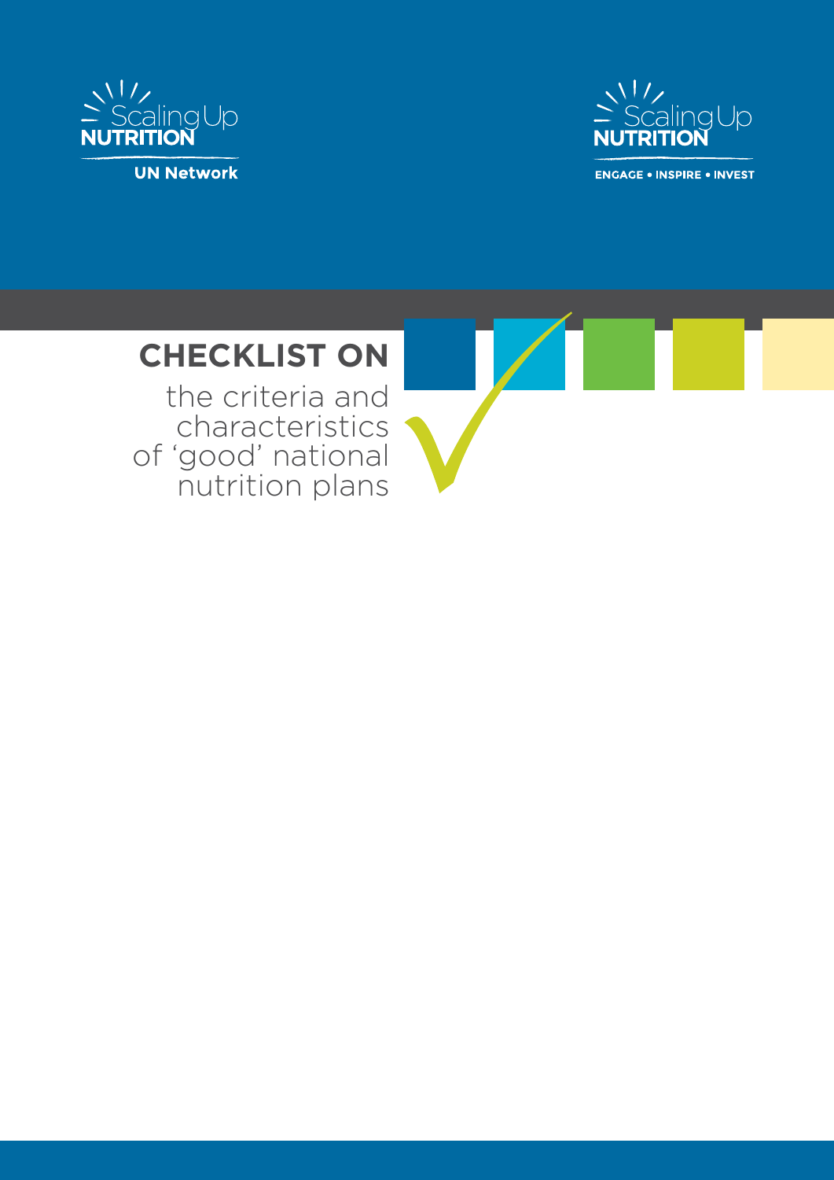Scaling Up NUTRITION

UN Network

Scaling Up NUTRITION

ENGAGE • INSPIRE • INVEST

# CHECKLIST ON

## the criteria and characteristics of 'good' national nutrition plans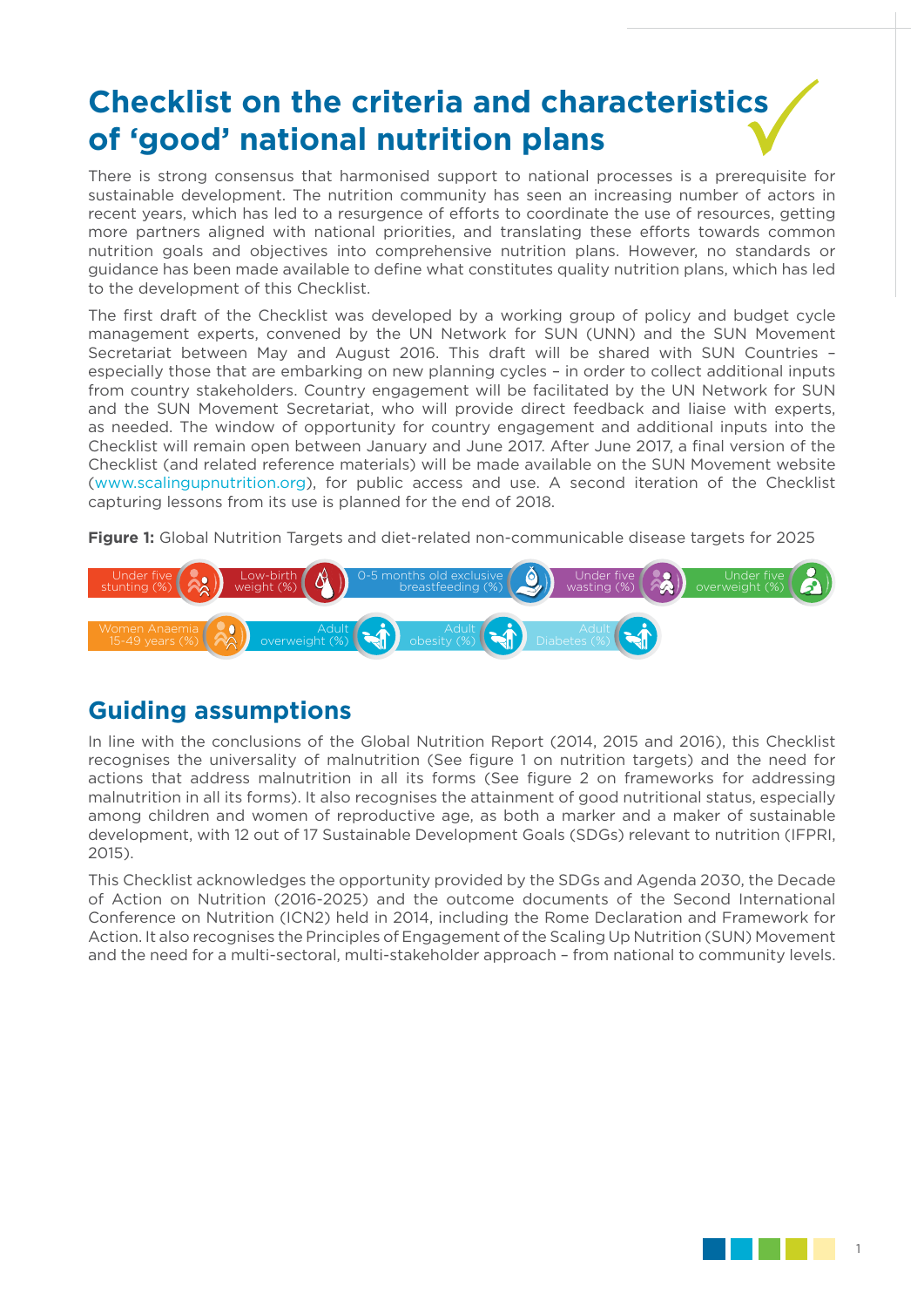# Checklist on the criteria and characteristics of 'good' national nutrition plans

There is strong consensus that harmonised support to national processes is a prerequisite for sustainable development. The nutrition community has seen an increasing number of actors in recent years, which has led to a resurgence of efforts to coordinate the use of resources, getting more partners aligned with national priorities, and translating these efforts towards common nutrition goals and objectives into comprehensive nutrition plans. However, no standards or guidance has been made available to define what constitutes quality nutrition plans, which has led to the development of this Checklist.

The first draft of the Checklist was developed by a working group of policy and budget cycle management experts, convened by the UN Network for SUN (UNN) and the SUN Movement Secretariat between May and August 2016. This draft will be shared with SUN Countries – especially those that are embarking on new planning cycles – in order to collect additional inputs from country stakeholders. Country engagement will be facilitated by the UN Network for SUN and the SUN Movement Secretariat, who will provide direct feedback and liaise with experts, as needed. The window of opportunity for country engagement and additional inputs into the Checklist will remain open between January and June 2017. After June 2017, a final version of the Checklist (and related reference materials) will be made available on the SUN Movement website (www.scalingupnutrition.org), for public access and use. A second iteration of the Checklist capturing lessons from its use is planned for the end of 2018.

**Figure 1:** Global Nutrition Targets and diet-related non-communicable disease targets for 2025

Under five stunting (%)
Low-birth weight (%)
0-5 months old exclusive breastfeeding (%)
Under five wasting (%)
Under five overweight (%)
Women Anaemia 15-49 years (%)
Adult overweight (%)
Adult obesity (%)
Adult Diabetes (%)

## Guiding assumptions

In line with the conclusions of the Global Nutrition Report (2014, 2015 and 2016), this Checklist recognises the universality of malnutrition (See figure 1 on nutrition targets) and the need for actions that address malnutrition in all its forms (See figure 2 on frameworks for addressing malnutrition in all its forms). It also recognises the attainment of good nutritional status, especially among children and women of reproductive age, as both a marker and a maker of sustainable development, with 12 out of 17 Sustainable Development Goals (SDGs) relevant to nutrition (IFPRI, 2015).

This Checklist acknowledges the opportunity provided by the SDGs and Agenda 2030, the Decade of Action on Nutrition (2016-2025) and the outcome documents of the Second International Conference on Nutrition (ICN2) held in 2014, including the Rome Declaration and Framework for Action. It also recognises the Principles of Engagement of the Scaling Up Nutrition (SUN) Movement and the need for a multi-sectoral, multi-stakeholder approach – from national to community levels.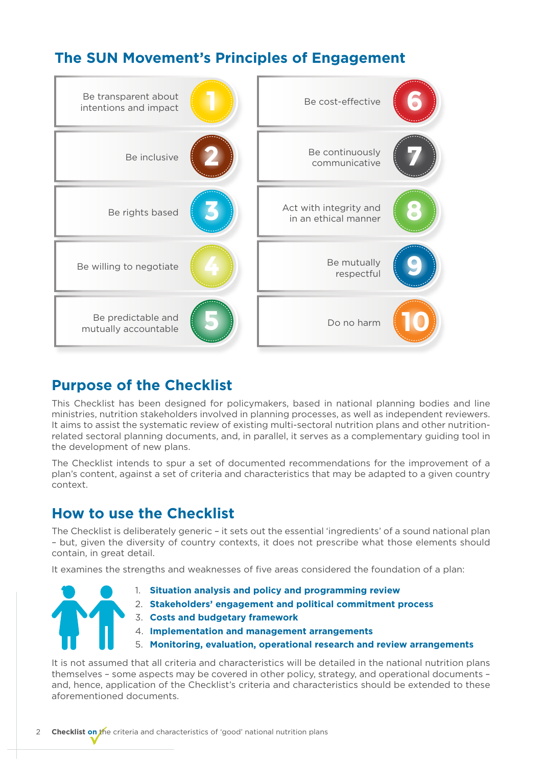## The SUN Movement's Principles of Engagement

1. Be transparent about intentions and impact
2. Be inclusive
3. Be rights based
4. Be willing to negotiate
5. Be predictable and mutually accountable
6. Be cost-effective
7. Be continuously communicative
8. Act with integrity and in an ethical manner
9. Be mutually respectful
10. Do no harm

## Purpose of the Checklist

This Checklist has been designed for policymakers, based in national planning bodies and line ministries, nutrition stakeholders involved in planning processes, as well as independent reviewers. It aims to assist the systematic review of existing multi-sectoral nutrition plans and other nutrition-related sectoral planning documents, and, in parallel, it serves as a complementary guiding tool in the development of new plans.

The Checklist intends to spur a set of documented recommendations for the improvement of a plan's content, against a set of criteria and characteristics that may be adapted to a given country context.

## How to use the Checklist

The Checklist is deliberately generic – it sets out the essential 'ingredients' of a sound national plan – but, given the diversity of country contexts, it does not prescribe what those elements should contain, in great detail.

It examines the strengths and weaknesses of five areas considered the foundation of a plan:

1. **Situation analysis and policy and programming review**
2. **Stakeholders' engagement and political commitment process**
3. **Costs and budgetary framework**
4. **Implementation and management arrangements**
5. **Monitoring, evaluation, operational research and review arrangements**

It is not assumed that all criteria and characteristics will be detailed in the national nutrition plans themselves – some aspects may be covered in other policy, strategy, and operational documents – and, hence, application of the Checklist's criteria and characteristics should be extended to these aforementioned documents.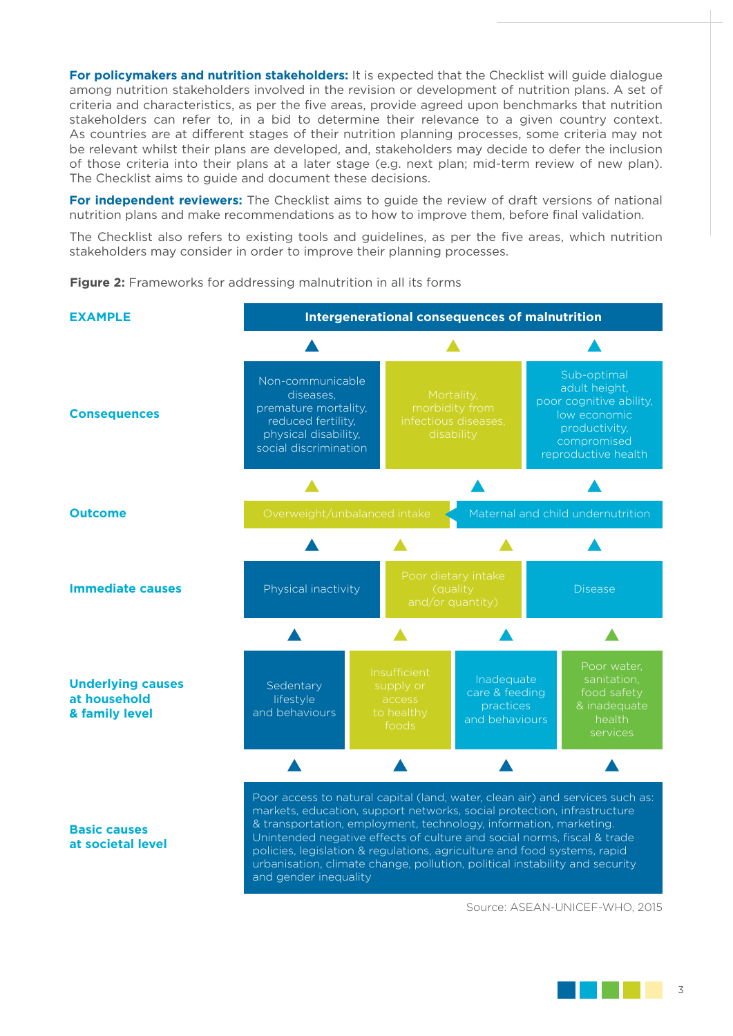**For policymakers and nutrition stakeholders:** It is expected that the Checklist will guide dialogue among nutrition stakeholders involved in the revision or development of nutrition plans. A set of criteria and characteristics, as per the five areas, provide agreed upon benchmarks that nutrition stakeholders can refer to, in a bid to determine their relevance to a given country context. As countries are at different stages of their nutrition planning processes, some criteria may not be relevant whilst their plans are developed, and, stakeholders may decide to defer the inclusion of those criteria into their plans at a later stage (e.g. next plan; mid-term review of new plan). The Checklist aims to guide and document these decisions.

**For independent reviewers:** The Checklist aims to guide the review of draft versions of national nutrition plans and make recommendations as to how to improve them, before final validation.

The Checklist also refers to existing tools and guidelines, as per the five areas, which nutrition stakeholders may consider in order to improve their planning processes.

**Figure 2:** Frameworks for addressing malnutrition in all its forms

EXAMPLE

Intergenerational consequences of malnutrition

Consequences

Non-communicable diseases, premature mortality, reduced fertility, physical disability, social discrimination

Mortality, morbidity from infectious diseases, disability

Sub-optimal adult height, poor cognitive ability, low economic productivity, compromised reproductive health

Outcome

Overweight/unbalanced intake

Maternal and child undernutrition

Immediate causes

Physical inactivity

Poor dietary intake (quality and/or quantity)

Disease

Underlying causes at household & family level

Sedentary lifestyle and behaviours

Insufficient supply or access to healthy foods

Inadequate care & feeding practices and behaviours

Poor water, sanitation, food safety & inadequate health services

Basic causes at societal level

Poor access to natural capital (land, water, clean air) and services such as: markets, education, support networks, social protection, infrastructure & transportation, employment, technology, information, marketing. Unintended negative effects of culture and social norms, fiscal & trade policies, legislation & regulations, agriculture and food systems, rapid urbanisation, climate change, pollution, political instability and security and gender inequality

Source: ASEAN-UNICEF-WHO, 2015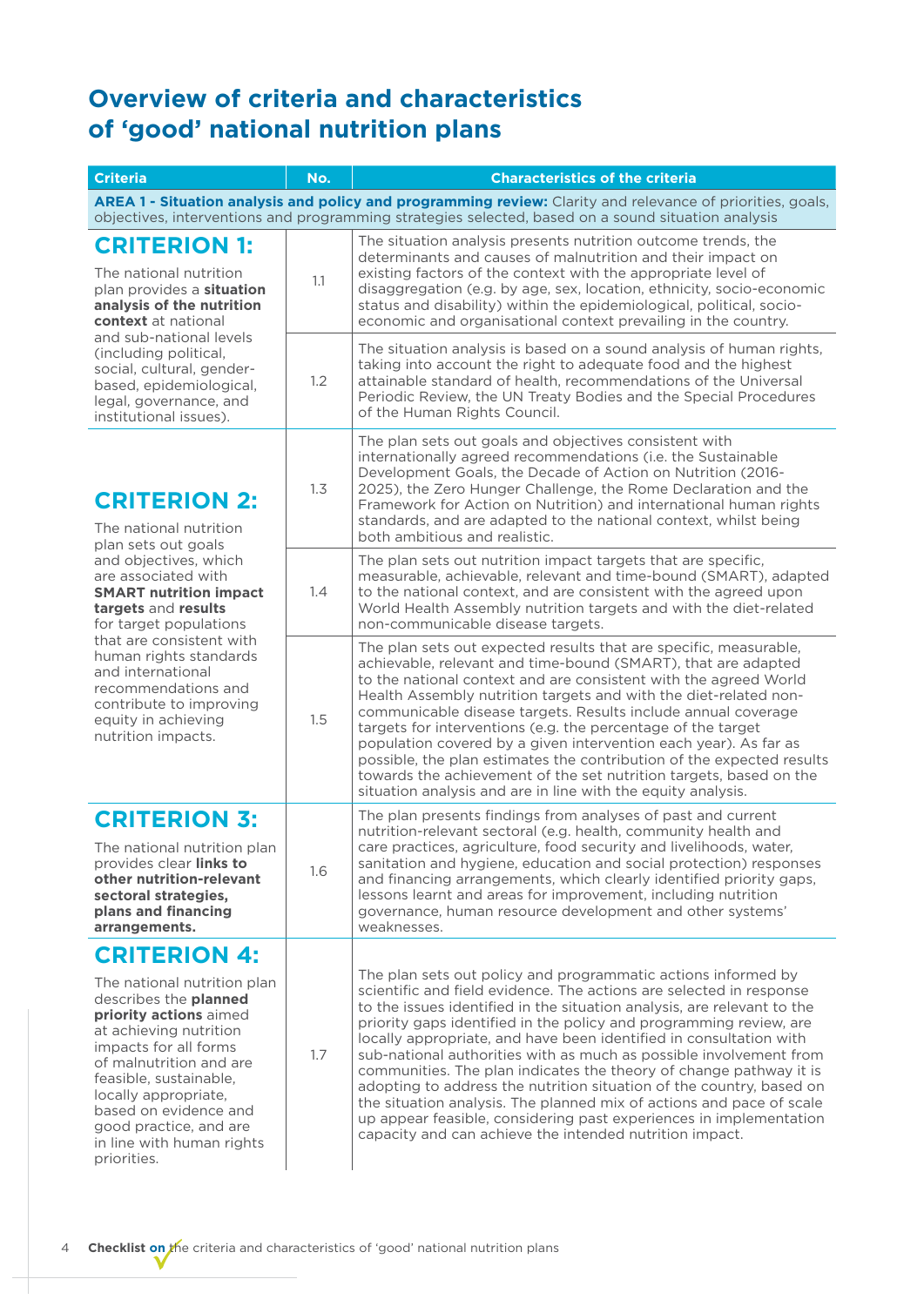# Overview of criteria and characteristics of 'good' national nutrition plans

| Criteria | No. | Characteristics of the criteria |
| --- | --- | --- |
| **AREA 1 - Situation analysis and policy and programming review:** Clarity and relevance of priorities, goals, objectives, interventions and programming strategies selected, based on a sound situation analysis | | |
| **CRITERION 1:** The national nutrition plan provides a **situation analysis of the nutrition context** at national and sub-national levels (including political, social, cultural, gender-based, epidemiological, legal, governance, and institutional issues). | 1.1 | The situation analysis presents nutrition outcome trends, the determinants and causes of malnutrition and their impact on existing factors of the context with the appropriate level of disaggregation (e.g. by age, sex, location, ethnicity, socio-economic status and disability) within the epidemiological, political, socio-economic and organisational context prevailing in the country. |
| | 1.2 | The situation analysis is based on a sound analysis of human rights, taking into account the right to adequate food and the highest attainable standard of health, recommendations of the Universal Periodic Review, the UN Treaty Bodies and the Special Procedures of the Human Rights Council. |
| **CRITERION 2:** The national nutrition plan sets out goals and objectives, which are associated with **SMART nutrition impact targets** and **results** for target populations that are consistent with human rights standards and international recommendations and contribute to improving equity in achieving nutrition impacts. | 1.3 | The plan sets out goals and objectives consistent with internationally agreed recommendations (i.e. the Sustainable Development Goals, the Decade of Action on Nutrition (2016-2025), the Zero Hunger Challenge, the Rome Declaration and the Framework for Action on Nutrition) and international human rights standards, and are adapted to the national context, whilst being both ambitious and realistic. |
| | 1.4 | The plan sets out nutrition impact targets that are specific, measurable, achievable, relevant and time-bound (SMART), adapted to the national context, and are consistent with the agreed upon World Health Assembly nutrition targets and with the diet-related non-communicable disease targets. |
| | 1.5 | The plan sets out expected results that are specific, measurable, achievable, relevant and time-bound (SMART), that are adapted to the national context and are consistent with the agreed World Health Assembly nutrition targets and with the diet-related non-communicable disease targets. Results include annual coverage targets for interventions (e.g. the percentage of the target population covered by a given intervention each year). As far as possible, the plan estimates the contribution of the expected results towards the achievement of the set nutrition targets, based on the situation analysis and are in line with the equity analysis. |
| **CRITERION 3:** The national nutrition plan provides clear **links to other nutrition-relevant sectoral strategies, plans and financing arrangements.** | 1.6 | The plan presents findings from analyses of past and current nutrition-relevant sectoral (e.g. health, community health and care practices, agriculture, food security and livelihoods, water, sanitation and hygiene, education and social protection) responses and financing arrangements, which clearly identified priority gaps, lessons learnt and areas for improvement, including nutrition governance, human resource development and other systems' weaknesses. |
| **CRITERION 4:** The national nutrition plan describes the **planned priority actions** aimed at achieving nutrition impacts for all forms of malnutrition and are feasible, sustainable, locally appropriate, based on evidence and good practice, and are in line with human rights priorities. | 1.7 | The plan sets out policy and programmatic actions informed by scientific and field evidence. The actions are selected in response to the issues identified in the situation analysis, are relevant to the priority gaps identified in the policy and programming review, are locally appropriate, and have been identified in consultation with sub-national authorities with as much as possible involvement from communities. The plan indicates the theory of change pathway it is adopting to address the nutrition situation of the country, based on the situation analysis. The planned mix of actions and pace of scale up appear feasible, considering past experiences in implementation capacity and can achieve the intended nutrition impact. |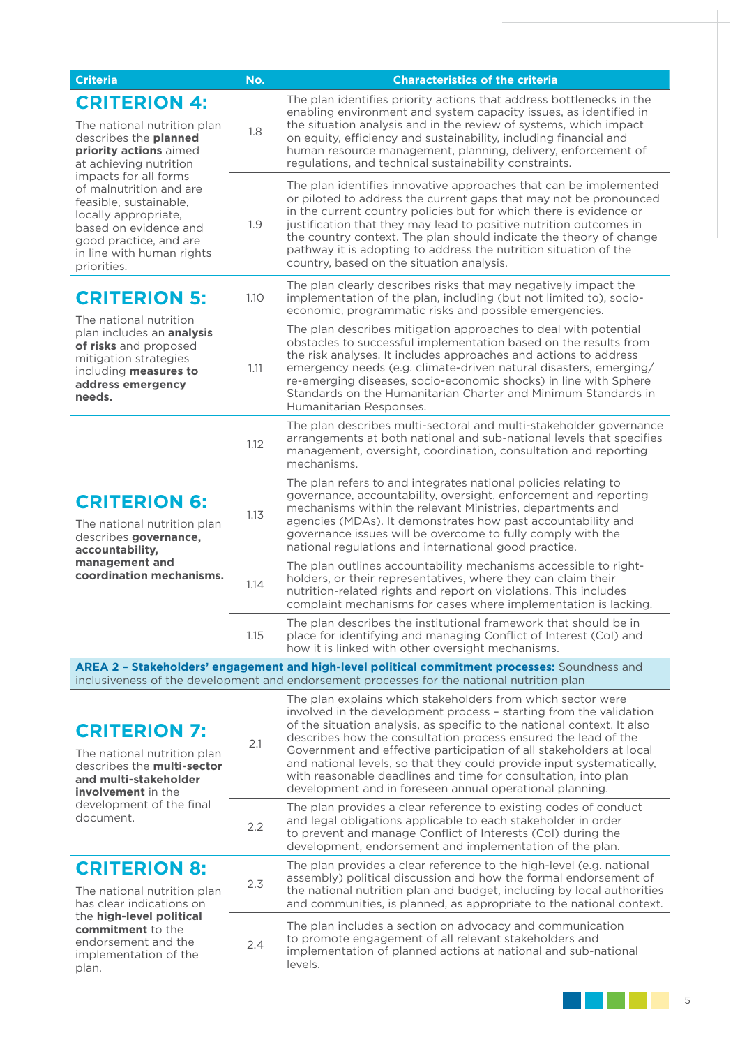| Criteria | No. | Characteristics of the criteria |
|---|---|---|
| **CRITERION 4:** The national nutrition plan describes the **planned priority actions** aimed at achieving nutrition impacts for all forms of malnutrition and are feasible, sustainable, locally appropriate, based on evidence and good practice, and are in line with human rights priorities. | 1.8 | The plan identifies priority actions that address bottlenecks in the enabling environment and system capacity issues, as identified in the situation analysis and in the review of systems, which impact on equity, efficiency and sustainability, including financial and human resource management, planning, delivery, enforcement of regulations, and technical sustainability constraints. |
| | 1.9 | The plan identifies innovative approaches that can be implemented or piloted to address the current gaps that may not be pronounced in the current country policies but for which there is evidence or justification that they may lead to positive nutrition outcomes in the country context. The plan should indicate the theory of change pathway it is adopting to address the nutrition situation of the country, based on the situation analysis. |
| **CRITERION 5:** The national nutrition plan includes an **analysis of risks** and proposed mitigation strategies including **measures to address emergency needs.** | 1.10 | The plan clearly describes risks that may negatively impact the implementation of the plan, including (but not limited to), socio-economic, programmatic risks and possible emergencies. |
| | 1.11 | The plan describes mitigation approaches to deal with potential obstacles to successful implementation based on the results from the risk analyses. It includes approaches and actions to address emergency needs (e.g. climate-driven natural disasters, emerging/re-emerging diseases, socio-economic shocks) in line with Sphere Standards on the Humanitarian Charter and Minimum Standards in Humanitarian Responses. |
| **CRITERION 6:** The national nutrition plan describes **governance, accountability, management and coordination mechanisms.** | 1.12 | The plan describes multi-sectoral and multi-stakeholder governance arrangements at both national and sub-national levels that specifies management, oversight, coordination, consultation and reporting mechanisms. |
| | 1.13 | The plan refers to and integrates national policies relating to governance, accountability, oversight, enforcement and reporting mechanisms within the relevant Ministries, departments and agencies (MDAs). It demonstrates how past accountability and governance issues will be overcome to fully comply with the national regulations and international good practice. |
| | 1.14 | The plan outlines accountability mechanisms accessible to right-holders, or their representatives, where they can claim their nutrition-related rights and report on violations. This includes complaint mechanisms for cases where implementation is lacking. |
| | 1.15 | The plan describes the institutional framework that should be in place for identifying and managing Conflict of Interest (CoI) and how it is linked with other oversight mechanisms. |
| **AREA 2 – Stakeholders' engagement and high-level political commitment processes:** Soundness and inclusiveness of the development and endorsement processes for the national nutrition plan | | |
| **CRITERION 7:** The national nutrition plan describes the **multi-sector and multi-stakeholder involvement** in the development of the final document. | 2.1 | The plan explains which stakeholders from which sector were involved in the development process – starting from the validation of the situation analysis, as specific to the national context. It also describes how the consultation process ensured the lead of the Government and effective participation of all stakeholders at local and national levels, so that they could provide input systematically, with reasonable deadlines and time for consultation, into plan development and in foreseen annual operational planning. |
| | 2.2 | The plan provides a clear reference to existing codes of conduct and legal obligations applicable to each stakeholder in order to prevent and manage Conflict of Interests (CoI) during the development, endorsement and implementation of the plan. |
| **CRITERION 8:** The national nutrition plan has clear indications on the **high-level political commitment** to the endorsement and the implementation of the plan. | 2.3 | The plan provides a clear reference to the high-level (e.g. national assembly) political discussion and how the formal endorsement of the national nutrition plan and budget, including by local authorities and communities, is planned, as appropriate to the national context. |
| | 2.4 | The plan includes a section on advocacy and communication to promote engagement of all relevant stakeholders and implementation of planned actions at national and sub-national levels. |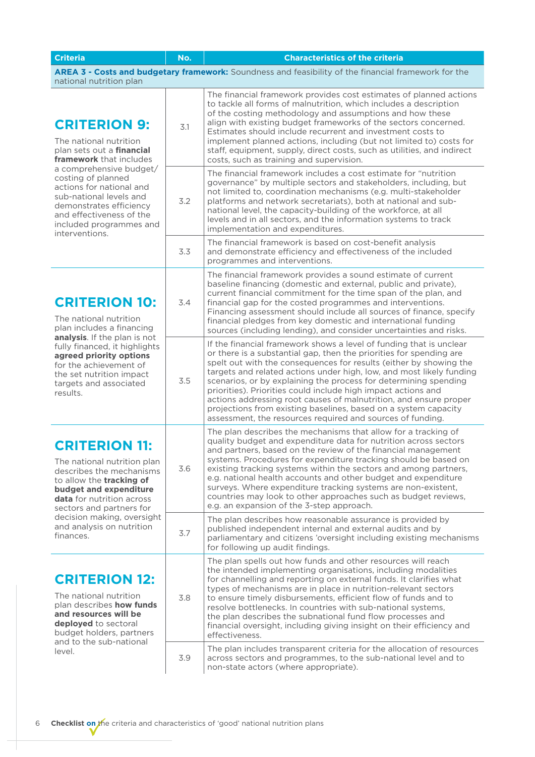| Criteria | No. | Characteristics of the criteria |
|---|---|---|
| **AREA 3 - Costs and budgetary framework:** Soundness and feasibility of the financial framework for the national nutrition plan | | |
| **CRITERION 9:** The national nutrition plan sets out a **financial framework** that includes a comprehensive budget/ costing of planned actions for national and sub-national levels and demonstrates efficiency and effectiveness of the included programmes and interventions. | 3.1 | The financial framework provides cost estimates of planned actions to tackle all forms of malnutrition, which includes a description of the costing methodology and assumptions and how these align with existing budget frameworks of the sectors concerned. Estimates should include recurrent and investment costs to implement planned actions, including (but not limited to) costs for staff, equipment, supply, direct costs, such as utilities, and indirect costs, such as training and supervision. |
| | 3.2 | The financial framework includes a cost estimate for "nutrition governance" by multiple sectors and stakeholders, including, but not limited to, coordination mechanisms (e.g. multi-stakeholder platforms and network secretariats), both at national and sub-national level, the capacity-building of the workforce, at all levels and in all sectors, and the information systems to track implementation and expenditures. |
| | 3.3 | The financial framework is based on cost-benefit analysis and demonstrate efficiency and effectiveness of the included programmes and interventions. |
| **CRITERION 10:** The national nutrition plan includes a financing **analysis**. If the plan is not fully financed, it highlights **agreed priority options** for the achievement of the set nutrition impact targets and associated results. | 3.4 | The financial framework provides a sound estimate of current baseline financing (domestic and external, public and private), current financial commitment for the time span of the plan, and financial gap for the costed programmes and interventions. Financing assessment should include all sources of finance, specify financial pledges from key domestic and international funding sources (including lending), and consider uncertainties and risks. |
| | 3.5 | If the financial framework shows a level of funding that is unclear or there is a substantial gap, then the priorities for spending are spelt out with the consequences for results (either by showing the targets and related actions under high, low, and most likely funding scenarios, or by explaining the process for determining spending priorities). Priorities could include high impact actions and actions addressing root causes of malnutrition, and ensure proper projections from existing baselines, based on a system capacity assessment, the resources required and sources of funding. |
| **CRITERION 11:** The national nutrition plan describes the mechanisms to allow the **tracking of budget and expenditure data** for nutrition across sectors and partners for decision making, oversight and analysis on nutrition finances. | 3.6 | The plan describes the mechanisms that allow for a tracking of quality budget and expenditure data for nutrition across sectors and partners, based on the review of the financial management systems. Procedures for expenditure tracking should be based on existing tracking systems within the sectors and among partners, e.g. national health accounts and other budget and expenditure surveys. Where expenditure tracking systems are non-existent, countries may look to other approaches such as budget reviews, e.g. an expansion of the 3-step approach. |
| | 3.7 | The plan describes how reasonable assurance is provided by published independent internal and external audits and by parliamentary and citizens 'oversight including existing mechanisms for following up audit findings. |
| **CRITERION 12:** The national nutrition plan describes **how funds and resources will be deployed** to sectoral budget holders, partners and to the sub-national level. | 3.8 | The plan spells out how funds and other resources will reach the intended implementing organisations, including modalities for channelling and reporting on external funds. It clarifies what types of mechanisms are in place in nutrition-relevant sectors to ensure timely disbursements, efficient flow of funds and to resolve bottlenecks. In countries with sub-national systems, the plan describes the subnational fund flow processes and financial oversight, including giving insight on their efficiency and effectiveness. |
| | 3.9 | The plan includes transparent criteria for the allocation of resources across sectors and programmes, to the sub-national level and to non-state actors (where appropriate). |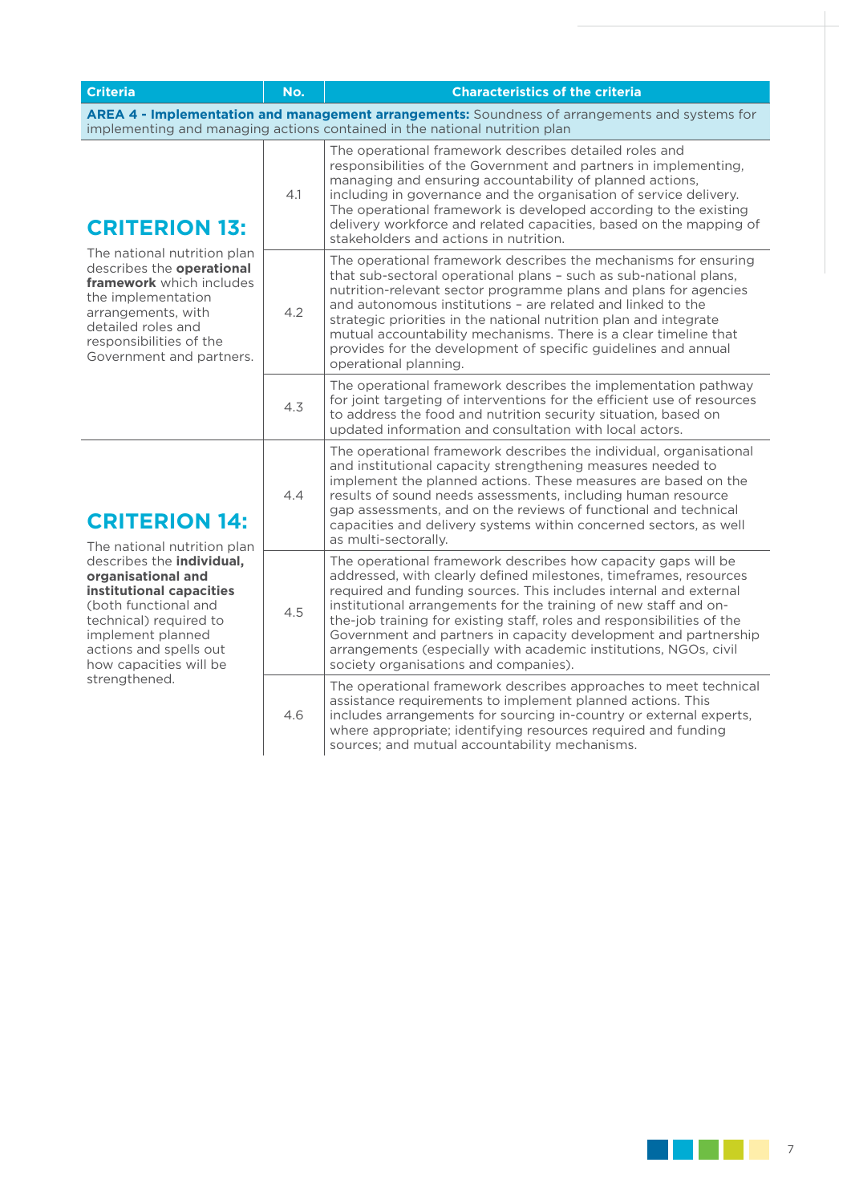| Criteria | No. | Characteristics of the criteria |
|---|---|---|
| **AREA 4 - Implementation and management arrangements:** Soundness of arrangements and systems for implementing and managing actions contained in the national nutrition plan | | |
| **CRITERION 13:** The national nutrition plan describes the **operational framework** which includes the implementation arrangements, with detailed roles and responsibilities of the Government and partners. | 4.1 | The operational framework describes detailed roles and responsibilities of the Government and partners in implementing, managing and ensuring accountability of planned actions, including in governance and the organisation of service delivery. The operational framework is developed according to the existing delivery workforce and related capacities, based on the mapping of stakeholders and actions in nutrition. |
| | 4.2 | The operational framework describes the mechanisms for ensuring that sub-sectoral operational plans – such as sub-national plans, nutrition-relevant sector programme plans and plans for agencies and autonomous institutions – are related and linked to the strategic priorities in the national nutrition plan and integrate mutual accountability mechanisms. There is a clear timeline that provides for the development of specific guidelines and annual operational planning. |
| | 4.3 | The operational framework describes the implementation pathway for joint targeting of interventions for the efficient use of resources to address the food and nutrition security situation, based on updated information and consultation with local actors. |
| **CRITERION 14:** The national nutrition plan describes the **individual, organisational and institutional capacities** (both functional and technical) required to implement planned actions and spells out how capacities will be strengthened. | 4.4 | The operational framework describes the individual, organisational and institutional capacity strengthening measures needed to implement the planned actions. These measures are based on the results of sound needs assessments, including human resource gap assessments, and on the reviews of functional and technical capacities and delivery systems within concerned sectors, as well as multi-sectorally. |
| | 4.5 | The operational framework describes how capacity gaps will be addressed, with clearly defined milestones, timeframes, resources required and funding sources. This includes internal and external institutional arrangements for the training of new staff and on-the-job training for existing staff, roles and responsibilities of the Government and partners in capacity development and partnership arrangements (especially with academic institutions, NGOs, civil society organisations and companies). |
| | 4.6 | The operational framework describes approaches to meet technical assistance requirements to implement planned actions. This includes arrangements for sourcing in-country or external experts, where appropriate; identifying resources required and funding sources; and mutual accountability mechanisms. |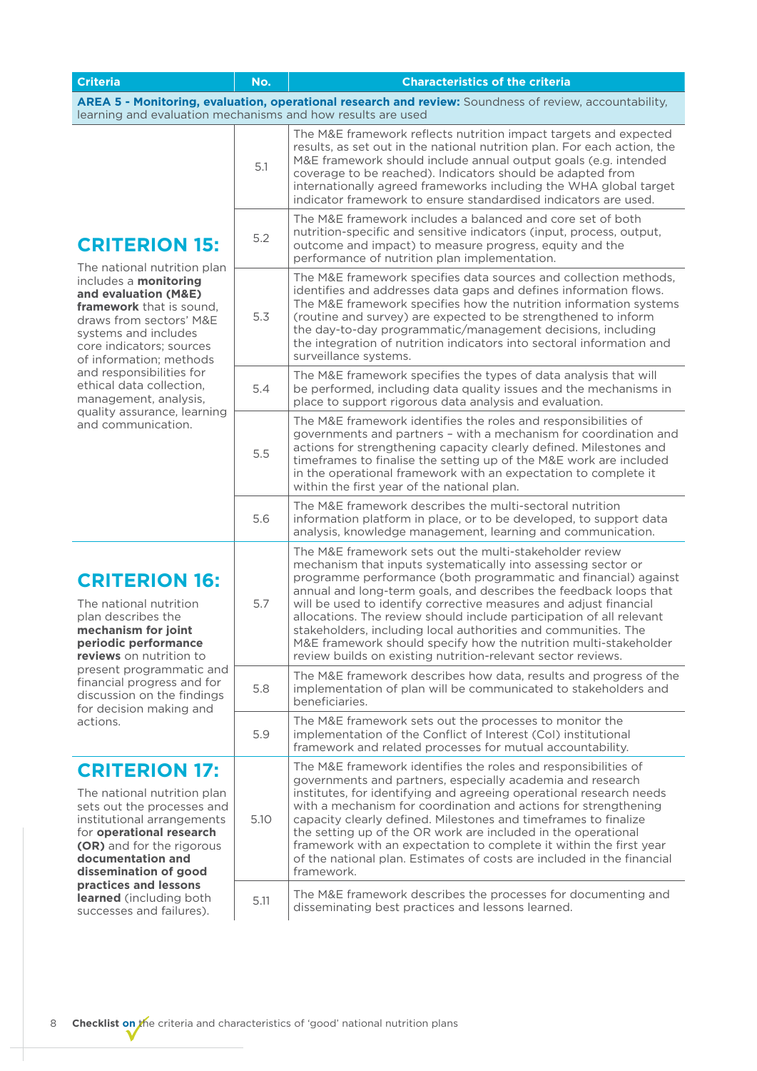| Criteria | No. | Characteristics of the criteria |
|---|---|---|
| **AREA 5 - Monitoring, evaluation, operational research and review:** Soundness of review, accountability, learning and evaluation mechanisms and how results are used | | |
| **CRITERION 15:** The national nutrition plan includes a **monitoring and evaluation (M&E) framework** that is sound, draws from sectors' M&E systems and includes core indicators; sources of information; methods and responsibilities for ethical data collection, management, analysis, quality assurance, learning and communication. | 5.1 | The M&E framework reflects nutrition impact targets and expected results, as set out in the national nutrition plan. For each action, the M&E framework should include annual output goals (e.g. intended coverage to be reached). Indicators should be adapted from internationally agreed frameworks including the WHA global target indicator framework to ensure standardised indicators are used. |
| | 5.2 | The M&E framework includes a balanced and core set of both nutrition-specific and sensitive indicators (input, process, output, outcome and impact) to measure progress, equity and the performance of nutrition plan implementation. |
| | 5.3 | The M&E framework specifies data sources and collection methods, identifies and addresses data gaps and defines information flows. The M&E framework specifies how the nutrition information systems (routine and survey) are expected to be strengthened to inform the day-to-day programmatic/management decisions, including the integration of nutrition indicators into sectoral information and surveillance systems. |
| | 5.4 | The M&E framework specifies the types of data analysis that will be performed, including data quality issues and the mechanisms in place to support rigorous data analysis and evaluation. |
| | 5.5 | The M&E framework identifies the roles and responsibilities of governments and partners – with a mechanism for coordination and actions for strengthening capacity clearly defined. Milestones and timeframes to finalise the setting up of the M&E work are included in the operational framework with an expectation to complete it within the first year of the national plan. |
| | 5.6 | The M&E framework describes the multi-sectoral nutrition information platform in place, or to be developed, to support data analysis, knowledge management, learning and communication. |
| **CRITERION 16:** The national nutrition plan describes the **mechanism for joint periodic performance reviews** on nutrition to present programmatic and financial progress and for discussion on the findings for decision making and actions. | 5.7 | The M&E framework sets out the multi-stakeholder review mechanism that inputs systematically into assessing sector or programme performance (both programmatic and financial) against annual and long-term goals, and describes the feedback loops that will be used to identify corrective measures and adjust financial allocations. The review should include participation of all relevant stakeholders, including local authorities and communities. The M&E framework should specify how the nutrition multi-stakeholder review builds on existing nutrition-relevant sector reviews. |
| | 5.8 | The M&E framework describes how data, results and progress of the implementation of plan will be communicated to stakeholders and beneficiaries. |
| | 5.9 | The M&E framework sets out the processes to monitor the implementation of the Conflict of Interest (CoI) institutional framework and related processes for mutual accountability. |
| **CRITERION 17:** The national nutrition plan sets out the processes and institutional arrangements for **operational research (OR)** and for the rigorous **documentation and dissemination of good practices and lessons learned** (including both successes and failures). | 5.10 | The M&E framework identifies the roles and responsibilities of governments and partners, especially academia and research institutes, for identifying and agreeing operational research needs with a mechanism for coordination and actions for strengthening capacity clearly defined. Milestones and timeframes to finalize the setting up of the OR work are included in the operational framework with an expectation to complete it within the first year of the national plan. Estimates of costs are included in the financial framework. |
| | 5.11 | The M&E framework describes the processes for documenting and disseminating best practices and lessons learned. |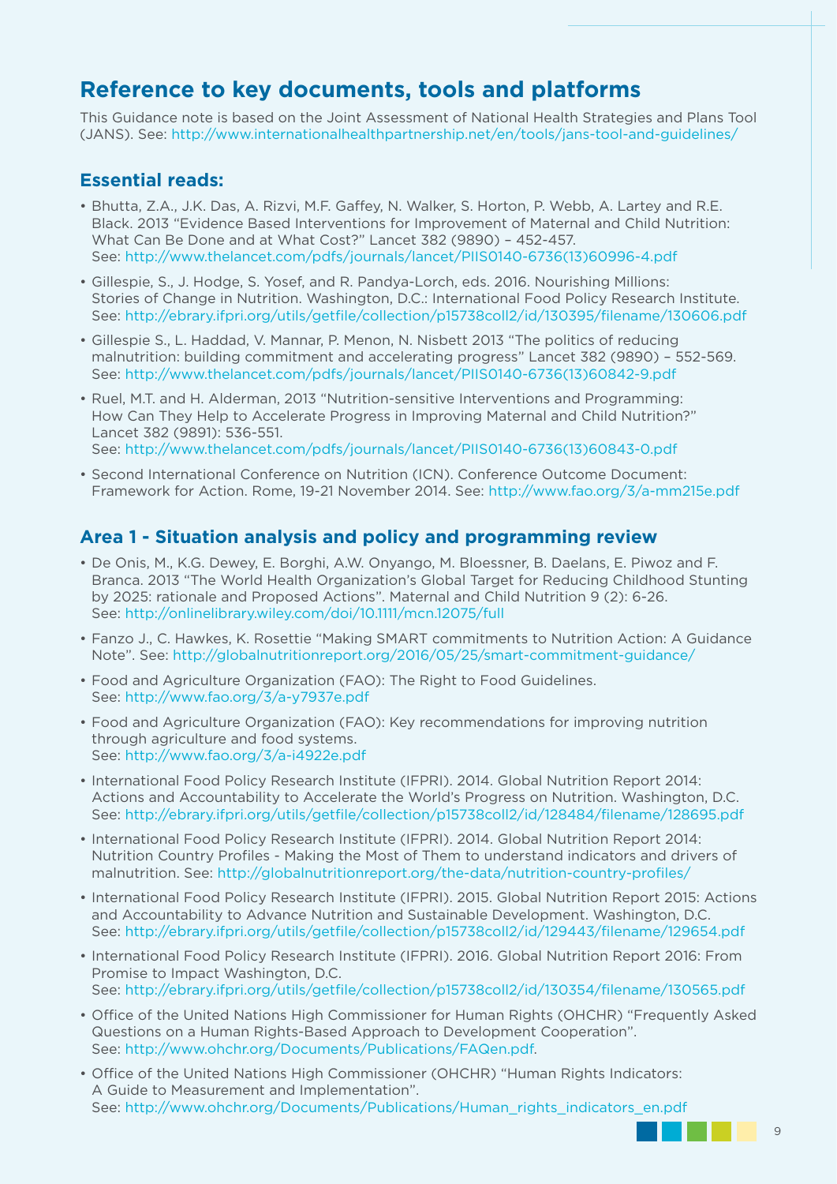## Reference to key documents, tools and platforms

This Guidance note is based on the Joint Assessment of National Health Strategies and Plans Tool (JANS). See: http://www.internationalhealthpartnership.net/en/tools/jans-tool-and-guidelines/

### Essential reads:

- Bhutta, Z.A., J.K. Das, A. Rizvi, M.F. Gaffey, N. Walker, S. Horton, P. Webb, A. Lartey and R.E. Black. 2013 "Evidence Based Interventions for Improvement of Maternal and Child Nutrition: What Can Be Done and at What Cost?" Lancet 382 (9890) – 452-457. See: http://www.thelancet.com/pdfs/journals/lancet/PIIS0140-6736(13)60996-4.pdf
- Gillespie, S., J. Hodge, S. Yosef, and R. Pandya-Lorch, eds. 2016. Nourishing Millions: Stories of Change in Nutrition. Washington, D.C.: International Food Policy Research Institute. See: http://ebrary.ifpri.org/utils/getfile/collection/p15738coll2/id/130395/filename/130606.pdf
- Gillespie S., L. Haddad, V. Mannar, P. Menon, N. Nisbett 2013 "The politics of reducing malnutrition: building commitment and accelerating progress" Lancet 382 (9890) – 552-569. See: http://www.thelancet.com/pdfs/journals/lancet/PIIS0140-6736(13)60842-9.pdf
- Ruel, M.T. and H. Alderman, 2013 "Nutrition-sensitive Interventions and Programming: How Can They Help to Accelerate Progress in Improving Maternal and Child Nutrition?" Lancet 382 (9891): 536-551. See: http://www.thelancet.com/pdfs/journals/lancet/PIIS0140-6736(13)60843-0.pdf
- Second International Conference on Nutrition (ICN). Conference Outcome Document: Framework for Action. Rome, 19-21 November 2014. See: http://www.fao.org/3/a-mm215e.pdf

### Area 1 - Situation analysis and policy and programming review

- De Onis, M., K.G. Dewey, E. Borghi, A.W. Onyango, M. Bloessner, B. Daelans, E. Piwoz and F. Branca. 2013 "The World Health Organization's Global Target for Reducing Childhood Stunting by 2025: rationale and Proposed Actions". Maternal and Child Nutrition 9 (2): 6-26. See: http://onlinelibrary.wiley.com/doi/10.1111/mcn.12075/full
- Fanzo J., C. Hawkes, K. Rosettie "Making SMART commitments to Nutrition Action: A Guidance Note". See: http://globalnutritionreport.org/2016/05/25/smart-commitment-guidance/
- Food and Agriculture Organization (FAO): The Right to Food Guidelines. See: http://www.fao.org/3/a-y7937e.pdf
- Food and Agriculture Organization (FAO): Key recommendations for improving nutrition through agriculture and food systems. See: http://www.fao.org/3/a-i4922e.pdf
- International Food Policy Research Institute (IFPRI). 2014. Global Nutrition Report 2014: Actions and Accountability to Accelerate the World's Progress on Nutrition. Washington, D.C. See: http://ebrary.ifpri.org/utils/getfile/collection/p15738coll2/id/128484/filename/128695.pdf
- International Food Policy Research Institute (IFPRI). 2014. Global Nutrition Report 2014: Nutrition Country Profiles - Making the Most of Them to understand indicators and drivers of malnutrition. See: http://globalnutritionreport.org/the-data/nutrition-country-profiles/
- International Food Policy Research Institute (IFPRI). 2015. Global Nutrition Report 2015: Actions and Accountability to Advance Nutrition and Sustainable Development. Washington, D.C. See: http://ebrary.ifpri.org/utils/getfile/collection/p15738coll2/id/129443/filename/129654.pdf
- International Food Policy Research Institute (IFPRI). 2016. Global Nutrition Report 2016: From Promise to Impact Washington, D.C. See: http://ebrary.ifpri.org/utils/getfile/collection/p15738coll2/id/130354/filename/130565.pdf
- Office of the United Nations High Commissioner for Human Rights (OHCHR) "Frequently Asked Questions on a Human Rights-Based Approach to Development Cooperation". See: http://www.ohchr.org/Documents/Publications/FAQen.pdf.
- Office of the United Nations High Commissioner (OHCHR) "Human Rights Indicators: A Guide to Measurement and Implementation". See: http://www.ohchr.org/Documents/Publications/Human_rights_indicators_en.pdf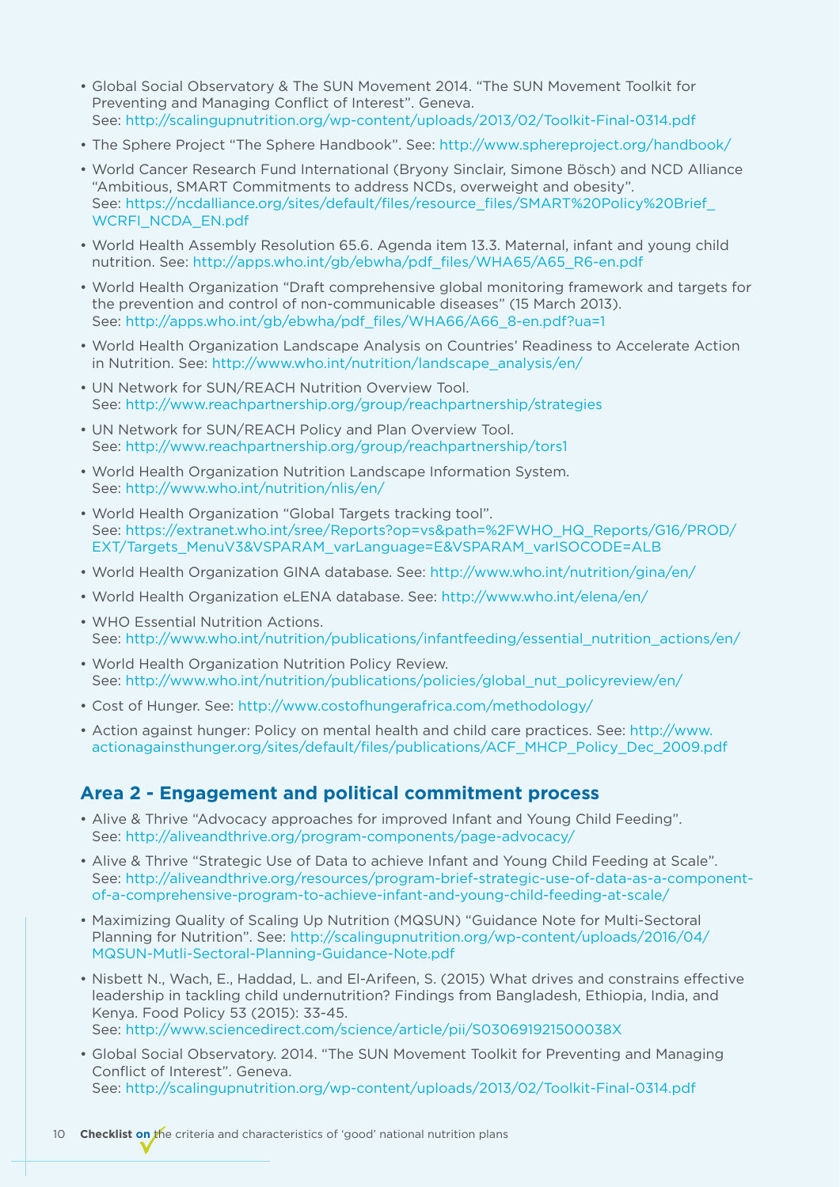- Global Social Observatory & The SUN Movement 2014. "The SUN Movement Toolkit for Preventing and Managing Conflict of Interest". Geneva. See: http://scalingupnutrition.org/wp-content/uploads/2013/02/Toolkit-Final-0314.pdf
- The Sphere Project "The Sphere Handbook". See: http://www.sphereproject.org/handbook/
- World Cancer Research Fund International (Bryony Sinclair, Simone Bösch) and NCD Alliance "Ambitious, SMART Commitments to address NCDs, overweight and obesity". See: https://ncdalliance.org/sites/default/files/resource_files/SMART%20Policy%20Brief_WCRFI_NCDA_EN.pdf
- World Health Assembly Resolution 65.6. Agenda item 13.3. Maternal, infant and young child nutrition. See: http://apps.who.int/gb/ebwha/pdf_files/WHA65/A65_R6-en.pdf
- World Health Organization "Draft comprehensive global monitoring framework and targets for the prevention and control of non-communicable diseases" (15 March 2013). See: http://apps.who.int/gb/ebwha/pdf_files/WHA66/A66_8-en.pdf?ua=1
- World Health Organization Landscape Analysis on Countries' Readiness to Accelerate Action in Nutrition. See: http://www.who.int/nutrition/landscape_analysis/en/
- UN Network for SUN/REACH Nutrition Overview Tool. See: http://www.reachpartnership.org/group/reachpartnership/strategies
- UN Network for SUN/REACH Policy and Plan Overview Tool. See: http://www.reachpartnership.org/group/reachpartnership/tors1
- World Health Organization Nutrition Landscape Information System. See: http://www.who.int/nutrition/nlis/en/
- World Health Organization "Global Targets tracking tool". See: https://extranet.who.int/sree/Reports?op=vs&path=%2FWHO_HQ_Reports/G16/PROD/EXT/Targets_MenuV3&VSPARAM_varLanguage=E&VSPARAM_varISOCODE=ALB
- World Health Organization GINA database. See: http://www.who.int/nutrition/gina/en/
- World Health Organization eLENA database. See: http://www.who.int/elena/en/
- WHO Essential Nutrition Actions. See: http://www.who.int/nutrition/publications/infantfeeding/essential_nutrition_actions/en/
- World Health Organization Nutrition Policy Review. See: http://www.who.int/nutrition/publications/policies/global_nut_policyreview/en/
- Cost of Hunger. See: http://www.costofhungerafrica.com/methodology/
- Action against hunger: Policy on mental health and child care practices. See: http://www.actionagainsthunger.org/sites/default/files/publications/ACF_MHCP_Policy_Dec_2009.pdf

## Area 2 - Engagement and political commitment process

- Alive & Thrive "Advocacy approaches for improved Infant and Young Child Feeding". See: http://aliveandthrive.org/program-components/page-advocacy/
- Alive & Thrive "Strategic Use of Data to achieve Infant and Young Child Feeding at Scale". See: http://aliveandthrive.org/resources/program-brief-strategic-use-of-data-as-a-component-of-a-comprehensive-program-to-achieve-infant-and-young-child-feeding-at-scale/
- Maximizing Quality of Scaling Up Nutrition (MQSUN) "Guidance Note for Multi-Sectoral Planning for Nutrition". See: http://scalingupnutrition.org/wp-content/uploads/2016/04/MQSUN-Mutli-Sectoral-Planning-Guidance-Note.pdf
- Nisbett N., Wach, E., Haddad, L. and El-Arifeen, S. (2015) What drives and constrains effective leadership in tackling child undernutrition? Findings from Bangladesh, Ethiopia, India, and Kenya. Food Policy 53 (2015): 33-45. See: http://www.sciencedirect.com/science/article/pii/S030691921500038X
- Global Social Observatory. 2014. "The SUN Movement Toolkit for Preventing and Managing Conflict of Interest". Geneva. See: http://scalingupnutrition.org/wp-content/uploads/2013/02/Toolkit-Final-0314.pdf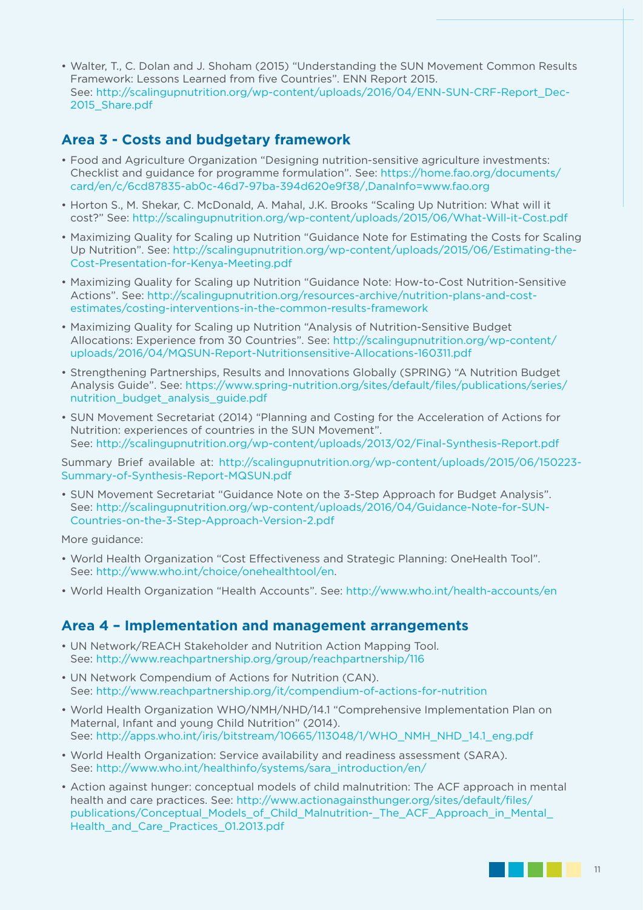- Walter, T., C. Dolan and J. Shoham (2015) "Understanding the SUN Movement Common Results Framework: Lessons Learned from five Countries". ENN Report 2015. See: http://scalingupnutrition.org/wp-content/uploads/2016/04/ENN-SUN-CRF-Report_Dec-2015_Share.pdf

## Area 3 - Costs and budgetary framework

- Food and Agriculture Organization "Designing nutrition-sensitive agriculture investments: Checklist and guidance for programme formulation". See: https://home.fao.org/documents/card/en/c/6cd87835-ab0c-46d7-97ba-394d620e9f38/,DanaInfo=www.fao.org
- Horton S., M. Shekar, C. McDonald, A. Mahal, J.K. Brooks "Scaling Up Nutrition: What will it cost?" See: http://scalingupnutrition.org/wp-content/uploads/2015/06/What-Will-it-Cost.pdf
- Maximizing Quality for Scaling up Nutrition "Guidance Note for Estimating the Costs for Scaling Up Nutrition". See: http://scalingupnutrition.org/wp-content/uploads/2015/06/Estimating-the-Cost-Presentation-for-Kenya-Meeting.pdf
- Maximizing Quality for Scaling up Nutrition "Guidance Note: How-to-Cost Nutrition-Sensitive Actions". See: http://scalingupnutrition.org/resources-archive/nutrition-plans-and-cost-estimates/costing-interventions-in-the-common-results-framework
- Maximizing Quality for Scaling up Nutrition "Analysis of Nutrition-Sensitive Budget Allocations: Experience from 30 Countries". See: http://scalingupnutrition.org/wp-content/uploads/2016/04/MQSUN-Report-Nutritionsensitive-Allocations-160311.pdf
- Strengthening Partnerships, Results and Innovations Globally (SPRING) "A Nutrition Budget Analysis Guide". See: https://www.spring-nutrition.org/sites/default/files/publications/series/nutrition_budget_analysis_guide.pdf
- SUN Movement Secretariat (2014) "Planning and Costing for the Acceleration of Actions for Nutrition: experiences of countries in the SUN Movement". See: http://scalingupnutrition.org/wp-content/uploads/2013/02/Final-Synthesis-Report.pdf

Summary Brief available at: http://scalingupnutrition.org/wp-content/uploads/2015/06/150223-Summary-of-Synthesis-Report-MQSUN.pdf

- SUN Movement Secretariat "Guidance Note on the 3-Step Approach for Budget Analysis". See: http://scalingupnutrition.org/wp-content/uploads/2016/04/Guidance-Note-for-SUN-Countries-on-the-3-Step-Approach-Version-2.pdf

More guidance:

- World Health Organization "Cost Effectiveness and Strategic Planning: OneHealth Tool". See: http://www.who.int/choice/onehealthtool/en.
- World Health Organization "Health Accounts". See: http://www.who.int/health-accounts/en

## Area 4 – Implementation and management arrangements

- UN Network/REACH Stakeholder and Nutrition Action Mapping Tool. See: http://www.reachpartnership.org/group/reachpartnership/116
- UN Network Compendium of Actions for Nutrition (CAN). See: http://www.reachpartnership.org/it/compendium-of-actions-for-nutrition
- World Health Organization WHO/NMH/NHD/14.1 "Comprehensive Implementation Plan on Maternal, Infant and young Child Nutrition" (2014). See: http://apps.who.int/iris/bitstream/10665/113048/1/WHO_NMH_NHD_14.1_eng.pdf
- World Health Organization: Service availability and readiness assessment (SARA). See: http://www.who.int/healthinfo/systems/sara_introduction/en/
- Action against hunger: conceptual models of child malnutrition: The ACF approach in mental health and care practices. See: http://www.actionagainsthunger.org/sites/default/files/publications/Conceptual_Models_of_Child_Malnutrition-_The_ACF_Approach_in_Mental_Health_and_Care_Practices_01.2013.pdf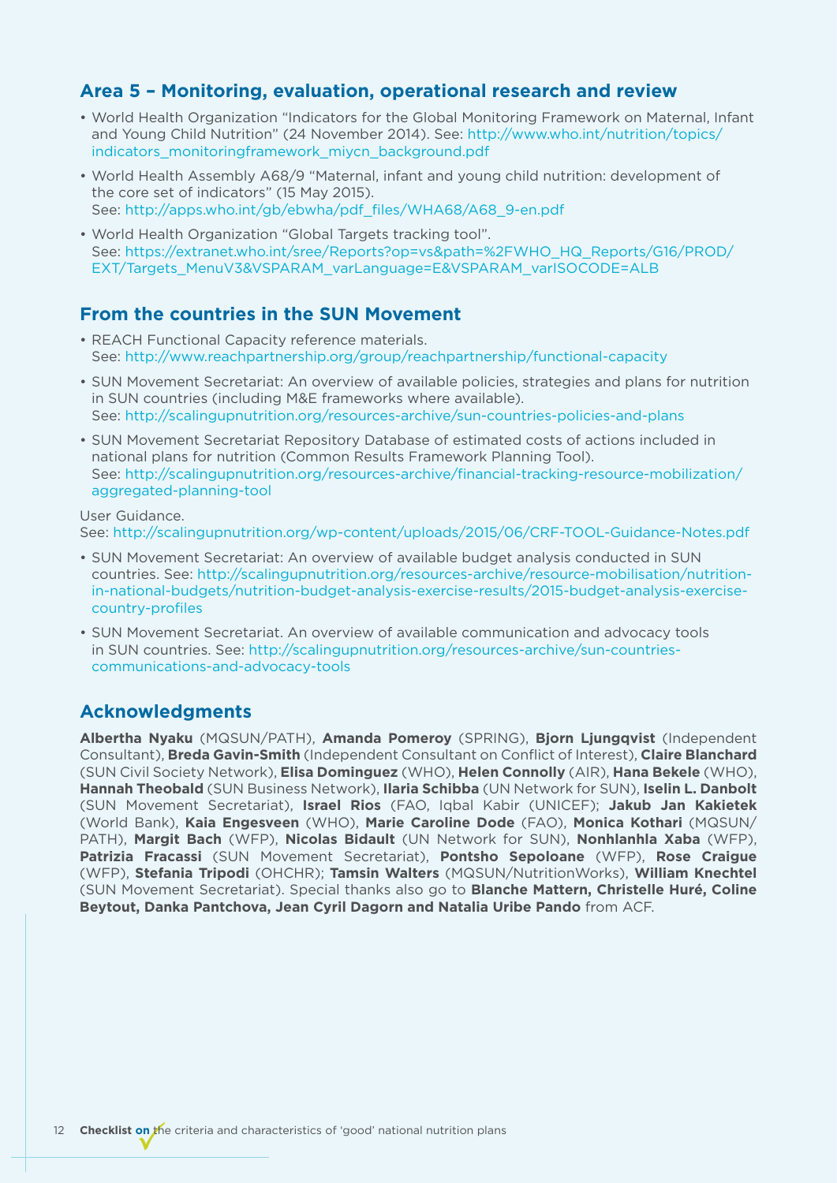## Area 5 – Monitoring, evaluation, operational research and review

- World Health Organization "Indicators for the Global Monitoring Framework on Maternal, Infant and Young Child Nutrition" (24 November 2014). See: http://www.who.int/nutrition/topics/indicators_monitoringframework_miycn_background.pdf
- World Health Assembly A68/9 "Maternal, infant and young child nutrition: development of the core set of indicators" (15 May 2015). See: http://apps.who.int/gb/ebwha/pdf_files/WHA68/A68_9-en.pdf
- World Health Organization "Global Targets tracking tool". See: https://extranet.who.int/sree/Reports?op=vs&path=%2FWHO_HQ_Reports/G16/PROD/EXT/Targets_MenuV3&VSPARAM_varLanguage=E&VSPARAM_varISOCODE=ALB

## From the countries in the SUN Movement

- REACH Functional Capacity reference materials. See: http://www.reachpartnership.org/group/reachpartnership/functional-capacity
- SUN Movement Secretariat: An overview of available policies, strategies and plans for nutrition in SUN countries (including M&E frameworks where available). See: http://scalingupnutrition.org/resources-archive/sun-countries-policies-and-plans
- SUN Movement Secretariat Repository Database of estimated costs of actions included in national plans for nutrition (Common Results Framework Planning Tool). See: http://scalingupnutrition.org/resources-archive/financial-tracking-resource-mobilization/aggregated-planning-tool

User Guidance.
See: http://scalingupnutrition.org/wp-content/uploads/2015/06/CRF-TOOL-Guidance-Notes.pdf

- SUN Movement Secretariat: An overview of available budget analysis conducted in SUN countries. See: http://scalingupnutrition.org/resources-archive/resource-mobilisation/nutrition-in-national-budgets/nutrition-budget-analysis-exercise-results/2015-budget-analysis-exercise-country-profiles
- SUN Movement Secretariat. An overview of available communication and advocacy tools in SUN countries. See: http://scalingupnutrition.org/resources-archive/sun-countries-communications-and-advocacy-tools

## Acknowledgments

**Albertha Nyaku** (MQSUN/PATH), **Amanda Pomeroy** (SPRING), **Bjorn Ljungqvist** (Independent Consultant), **Breda Gavin-Smith** (Independent Consultant on Conflict of Interest), **Claire Blanchard** (SUN Civil Society Network), **Elisa Dominguez** (WHO), **Helen Connolly** (AIR), **Hana Bekele** (WHO), **Hannah Theobald** (SUN Business Network), **Ilaria Schibba** (UN Network for SUN), **Iselin L. Danbolt** (SUN Movement Secretariat), **Israel Rios** (FAO, Iqbal Kabir (UNICEF); **Jakub Jan Kakietek** (World Bank), **Kaia Engesveen** (WHO), **Marie Caroline Dode** (FAO), **Monica Kothari** (MQSUN/PATH), **Margit Bach** (WFP), **Nicolas Bidault** (UN Network for SUN), **Nonhlanhla Xaba** (WFP), **Patrizia Fracassi** (SUN Movement Secretariat), **Pontsho Sepoloane** (WFP), **Rose Craigue** (WFP), **Stefania Tripodi** (OHCHR); **Tamsin Walters** (MQSUN/NutritionWorks), **William Knechtel** (SUN Movement Secretariat). Special thanks also go to **Blanche Mattern, Christelle Huré, Coline Beytout, Danka Pantchova, Jean Cyril Dagorn and Natalia Uribe Pando** from ACF.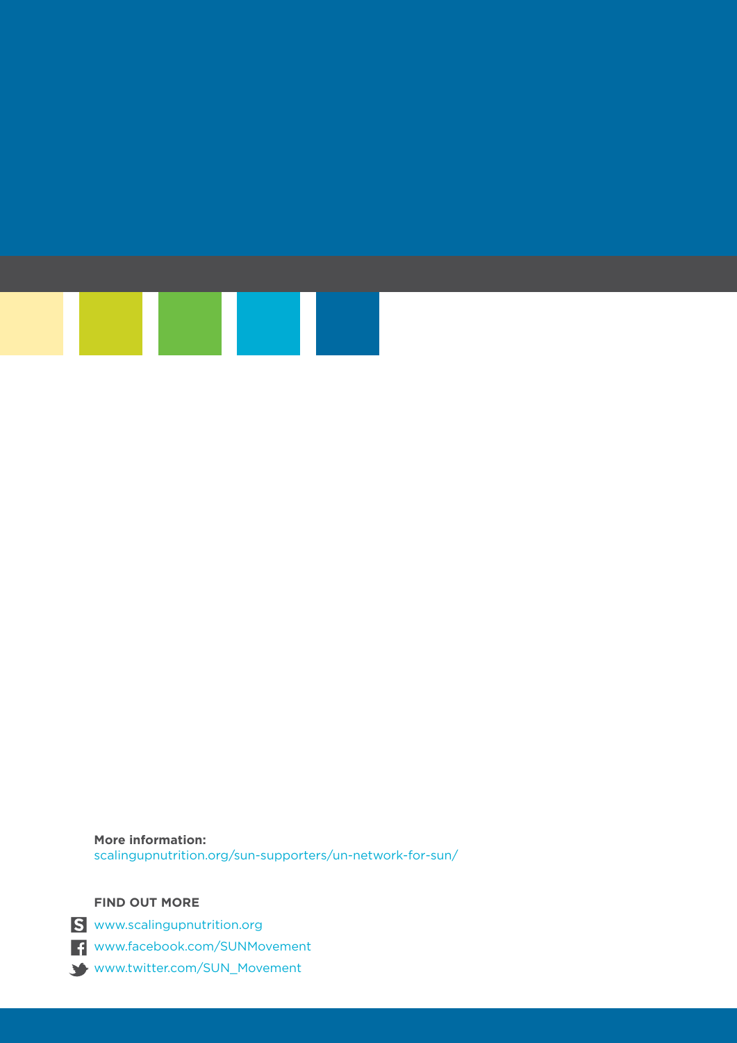**More information:**
scalingupnutrition.org/sun-supporters/un-network-for-sun/

**FIND OUT MORE**

www.scalingupnutrition.org

www.facebook.com/SUNMovement

www.twitter.com/SUN_Movement